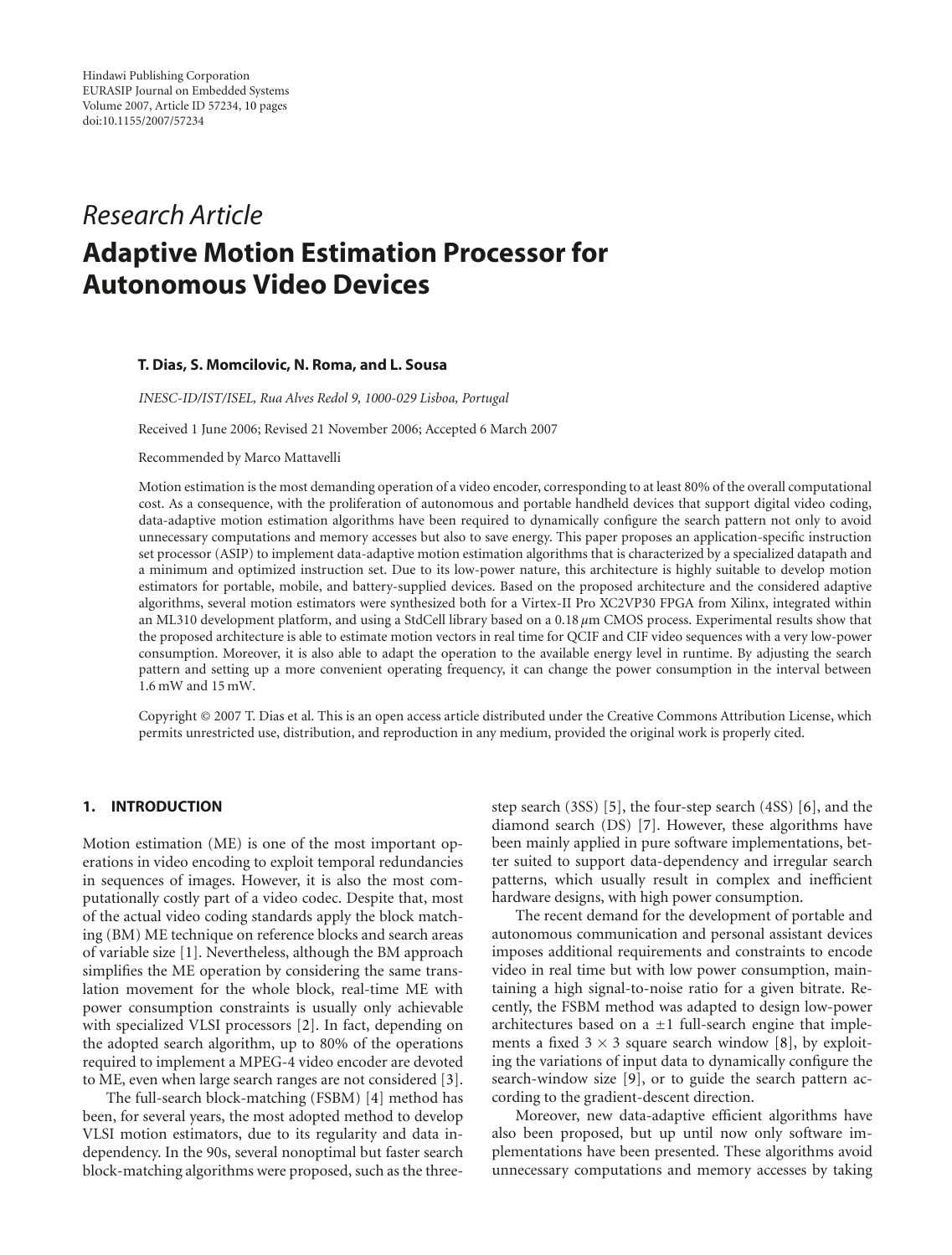Hindawi Publishing Corporation
EURASIP Journal on Embedded Systems
Volume 2007, Article ID 57234, 10 pages
doi:10.1155/2007/57234

*Research Article*

# Adaptive Motion Estimation Processor for Autonomous Video Devices

**T. Dias, S. Momcilovic, N. Roma, and L. Sousa**

*INESC-ID/IST/ISEL, Rua Alves Redol 9, 1000-029 Lisboa, Portugal*

Received 1 June 2006; Revised 21 November 2006; Accepted 6 March 2007

Recommended by Marco Mattavelli

Motion estimation is the most demanding operation of a video encoder, corresponding to at least 80% of the overall computational cost. As a consequence, with the proliferation of autonomous and portable handheld devices that support digital video coding, data-adaptive motion estimation algorithms have been required to dynamically configure the search pattern not only to avoid unnecessary computations and memory accesses but also to save energy. This paper proposes an application-specific instruction set processor (ASIP) to implement data-adaptive motion estimation algorithms that is characterized by a specialized datapath and a minimum and optimized instruction set. Due to its low-power nature, this architecture is highly suitable to develop motion estimators for portable, mobile, and battery-supplied devices. Based on the proposed architecture and the considered adaptive algorithms, several motion estimators were synthesized both for a Virtex-II Pro XC2VP30 FPGA from Xilinx, integrated within an ML310 development platform, and using a StdCell library based on a 0.18 $\mu$m CMOS process. Experimental results show that the proposed architecture is able to estimate motion vectors in real time for QCIF and CIF video sequences with a very low-power consumption. Moreover, it is also able to adapt the operation to the available energy level in runtime. By adjusting the search pattern and setting up a more convenient operating frequency, it can change the power consumption in the interval between 1.6 mW and 15 mW.

Copyright © 2007 T. Dias et al. This is an open access article distributed under the Creative Commons Attribution License, which permits unrestricted use, distribution, and reproduction in any medium, provided the original work is properly cited.

## 1. INTRODUCTION

Motion estimation (ME) is one of the most important operations in video encoding to exploit temporal redundancies in sequences of images. However, it is also the most computationally costly part of a video codec. Despite that, most of the actual video coding standards apply the block matching (BM) ME technique on reference blocks and search areas of variable size [1]. Nevertheless, although the BM approach simplifies the ME operation by considering the same translation movement for the whole block, real-time ME with power consumption constraints is usually only achievable with specialized VLSI processors [2]. In fact, depending on the adopted search algorithm, up to 80% of the operations required to implement a MPEG-4 video encoder are devoted to ME, even when large search ranges are not considered [3].

The full-search block-matching (FSBM) [4] method has been, for several years, the most adopted method to develop VLSI motion estimators, due to its regularity and data independency. In the 90s, several nonoptimal but faster search block-matching algorithms were proposed, such as the three-step search (3SS) [5], the four-step search (4SS) [6], and the diamond search (DS) [7]. However, these algorithms have been mainly applied in pure software implementations, better suited to support data-dependency and irregular search patterns, which usually result in complex and inefficient hardware designs, with high power consumption.

The recent demand for the development of portable and autonomous communication and personal assistant devices imposes additional requirements and constraints to encode video in real time but with low power consumption, maintaining a high signal-to-noise ratio for a given bitrate. Recently, the FSBM method was adapted to design low-power architectures based on a $\pm 1$ full-search engine that implements a fixed $3 \times 3$ square search window [8], by exploiting the variations of input data to dynamically configure the search-window size [9], or to guide the search pattern according to the gradient-descent direction.

Moreover, new data-adaptive efficient algorithms have also been proposed, but up until now only software implementations have been presented. These algorithms avoid unnecessary computations and memory accesses by taking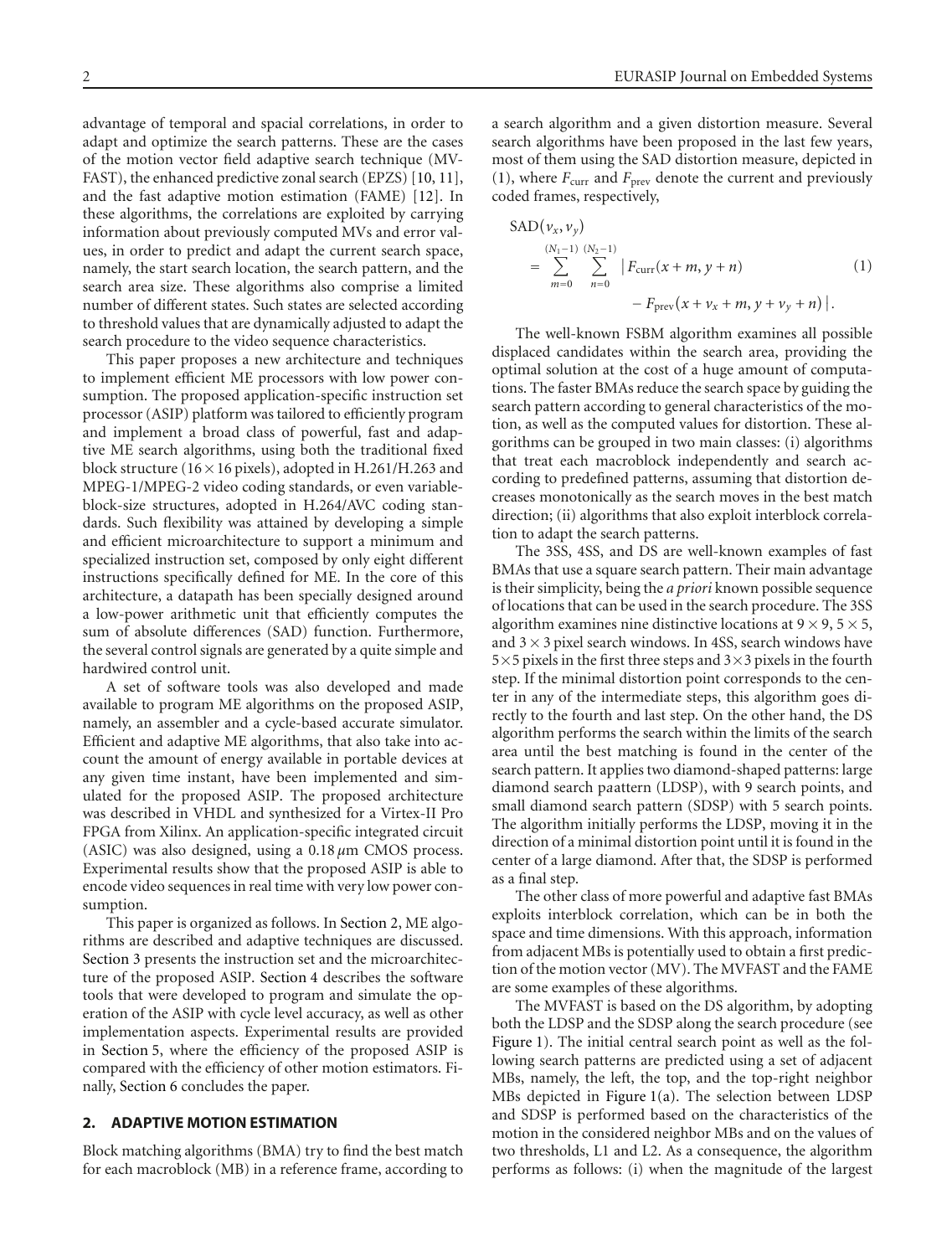advantage of temporal and spacial correlations, in order to adapt and optimize the search patterns. These are the cases of the motion vector field adaptive search technique (MVFAST), the enhanced predictive zonal search (EPZS) [10, 11], and the fast adaptive motion estimation (FAME) [12]. In these algorithms, the correlations are exploited by carrying information about previously computed MVs and error values, in order to predict and adapt the current search space, namely, the start search location, the search pattern, and the search area size. These algorithms also comprise a limited number of different states. Such states are selected according to threshold values that are dynamically adjusted to adapt the search procedure to the video sequence characteristics.

This paper proposes a new architecture and techniques to implement efficient ME processors with low power consumption. The proposed application-specific instruction set processor (ASIP) platform was tailored to efficiently program and implement a broad class of powerful, fast and adaptive ME search algorithms, using both the traditional fixed block structure ($16 \times 16$ pixels), adopted in H.261/H.263 and MPEG-1/MPEG-2 video coding standards, or even variable-block-size structures, adopted in H.264/AVC coding standards. Such flexibility was attained by developing a simple and efficient microarchitecture to support a minimum and specialized instruction set, composed by only eight different instructions specifically defined for ME. In the core of this architecture, a datapath has been specially designed around a low-power arithmetic unit that efficiently computes the sum of absolute differences (SAD) function. Furthermore, the several control signals are generated by a quite simple and hardwired control unit.

A set of software tools was also developed and made available to program ME algorithms on the proposed ASIP, namely, an assembler and a cycle-based accurate simulator. Efficient and adaptive ME algorithms, that also take into account the amount of energy available in portable devices at any given time instant, have been implemented and simulated for the proposed ASIP. The proposed architecture was described in VHDL and synthesized for a Virtex-II Pro FPGA from Xilinx. An application-specific integrated circuit (ASIC) was also designed, using a $0.18\,\mu$m CMOS process. Experimental results show that the proposed ASIP is able to encode video sequences in real time with very low power consumption.

This paper is organized as follows. In Section 2, ME algorithms are described and adaptive techniques are discussed. Section 3 presents the instruction set and the microarchitecture of the proposed ASIP. Section 4 describes the software tools that were developed to program and simulate the operation of the ASIP with cycle level accuracy, as well as other implementation aspects. Experimental results are provided in Section 5, where the efficiency of the proposed ASIP is compared with the efficiency of other motion estimators. Finally, Section 6 concludes the paper.

## 2. ADAPTIVE MOTION ESTIMATION

Block matching algorithms (BMA) try to find the best match for each macroblock (MB) in a reference frame, according to a search algorithm and a given distortion measure. Several search algorithms have been proposed in the last few years, most of them using the SAD distortion measure, depicted in (1), where $F_{\text{curr}}$ and $F_{\text{prev}}$ denote the current and previously coded frames, respectively,

$$\text{SAD}(v_x, v_y) = \sum_{m=0}^{(N_1-1)} \sum_{n=0}^{(N_2-1)} \left| F_{\text{curr}}(x+m, y+n) - F_{\text{prev}}(x+v_x+m, y+v_y+n) \right|. \tag{1}$$

The well-known FSBM algorithm examines all possible displaced candidates within the search area, providing the optimal solution at the cost of a huge amount of computations. The faster BMAs reduce the search space by guiding the search pattern according to general characteristics of the motion, as well as the computed values for distortion. These algorithms can be grouped in two main classes: (i) algorithms that treat each macroblock independently and search according to predefined patterns, assuming that distortion decreases monotonically as the search moves in the best match direction; (ii) algorithms that also exploit interblock correlation to adapt the search patterns.

The 3SS, 4SS, and DS are well-known examples of fast BMAs that use a square search pattern. Their main advantage is their simplicity, being the *a priori* known possible sequence of locations that can be used in the search procedure. The 3SS algorithm examines nine distinctive locations at $9 \times 9$, $5 \times 5$, and $3 \times 3$ pixel search windows. In 4SS, search windows have $5 \times 5$ pixels in the first three steps and $3 \times 3$ pixels in the fourth step. If the minimal distortion point corresponds to the center in any of the intermediate steps, this algorithm goes directly to the fourth and last step. On the other hand, the DS algorithm performs the search within the limits of the search area until the best matching is found in the center of the search pattern. It applies two diamond-shaped patterns: large diamond search paattern (LDSP), with 9 search points, and small diamond search pattern (SDSP) with 5 search points. The algorithm initially performs the LDSP, moving it in the direction of a minimal distortion point until it is found in the center of a large diamond. After that, the SDSP is performed as a final step.

The other class of more powerful and adaptive fast BMAs exploits interblock correlation, which can be in both the space and time dimensions. With this approach, information from adjacent MBs is potentially used to obtain a first prediction of the motion vector (MV). The MVFAST and the FAME are some examples of these algorithms.

The MVFAST is based on the DS algorithm, by adopting both the LDSP and the SDSP along the search procedure (see Figure 1). The initial central search point as well as the following search patterns are predicted using a set of adjacent MBs, namely, the left, the top, and the top-right neighbor MBs depicted in Figure 1(a). The selection between LDSP and SDSP is performed based on the characteristics of the motion in the considered neighbor MBs and on the values of two thresholds, L1 and L2. As a consequence, the algorithm performs as follows: (i) when the magnitude of the largest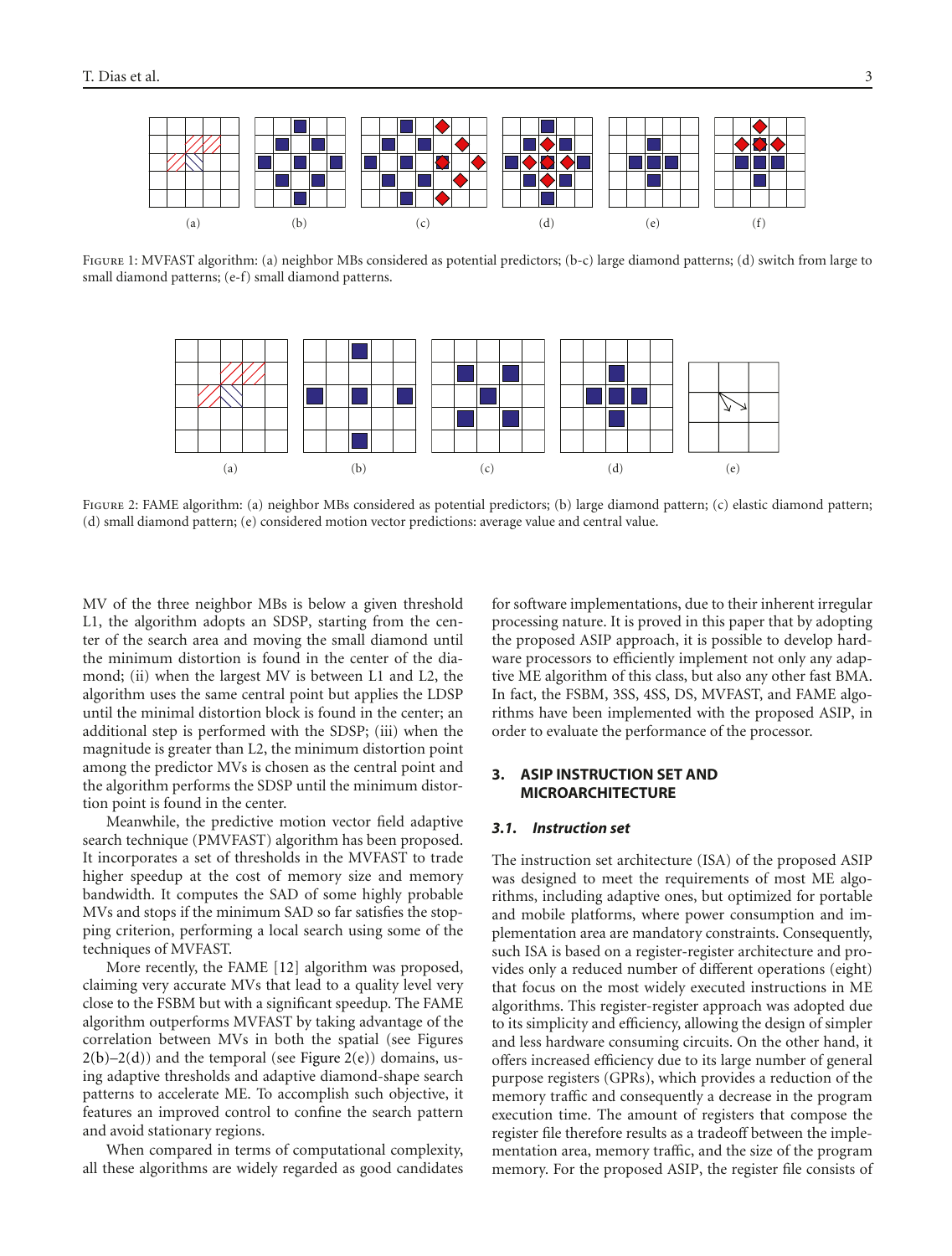(a) (b) (c) (d) (e) (f)

Figure 1: MVFAST algorithm: (a) neighbor MBs considered as potential predictors; (b-c) large diamond patterns; (d) switch from large to small diamond patterns; (e-f) small diamond patterns.

(a) (b) (c) (d) (e)

Figure 2: FAME algorithm: (a) neighbor MBs considered as potential predictors; (b) large diamond pattern; (c) elastic diamond pattern; (d) small diamond pattern; (e) considered motion vector predictions: average value and central value.

MV of the three neighbor MBs is below a given threshold L1, the algorithm adopts an SDSP, starting from the center of the search area and moving the small diamond until the minimum distortion is found in the center of the diamond; (ii) when the largest MV is between L1 and L2, the algorithm uses the same central point but applies the LDSP until the minimal distortion block is found in the center; an additional step is performed with the SDSP; (iii) when the magnitude is greater than L2, the minimum distortion point among the predictor MVs is chosen as the central point and the algorithm performs the SDSP until the minimum distortion point is found in the center.

Meanwhile, the predictive motion vector field adaptive search technique (PMVFAST) algorithm has been proposed. It incorporates a set of thresholds in the MVFAST to trade higher speedup at the cost of memory size and memory bandwidth. It computes the SAD of some highly probable MVs and stops if the minimum SAD so far satisfies the stopping criterion, performing a local search using some of the techniques of MVFAST.

More recently, the FAME [12] algorithm was proposed, claiming very accurate MVs that lead to a quality level very close to the FSBM but with a significant speedup. The FAME algorithm outperforms MVFAST by taking advantage of the correlation between MVs in both the spatial (see Figures 2(b)–2(d)) and the temporal (see Figure 2(e)) domains, using adaptive thresholds and adaptive diamond-shape search patterns to accelerate ME. To accomplish such objective, it features an improved control to confine the search pattern and avoid stationary regions.

When compared in terms of computational complexity, all these algorithms are widely regarded as good candidates for software implementations, due to their inherent irregular processing nature. It is proved in this paper that by adopting the proposed ASIP approach, it is possible to develop hardware processors to efficiently implement not only any adaptive ME algorithm of this class, but also any other fast BMA. In fact, the FSBM, 3SS, 4SS, DS, MVFAST, and FAME algorithms have been implemented with the proposed ASIP, in order to evaluate the performance of the processor.

## 3. ASIP INSTRUCTION SET AND MICROARCHITECTURE

### 3.1. *Instruction set*

The instruction set architecture (ISA) of the proposed ASIP was designed to meet the requirements of most ME algorithms, including adaptive ones, but optimized for portable and mobile platforms, where power consumption and implementation area are mandatory constraints. Consequently, such ISA is based on a register-register architecture and provides only a reduced number of different operations (eight) that focus on the most widely executed instructions in ME algorithms. This register-register approach was adopted due to its simplicity and efficiency, allowing the design of simpler and less hardware consuming circuits. On the other hand, it offers increased efficiency due to its large number of general purpose registers (GPRs), which provides a reduction of the memory traffic and consequently a decrease in the program execution time. The amount of registers that compose the register file therefore results as a tradeoff between the implementation area, memory traffic, and the size of the program memory. For the proposed ASIP, the register file consists of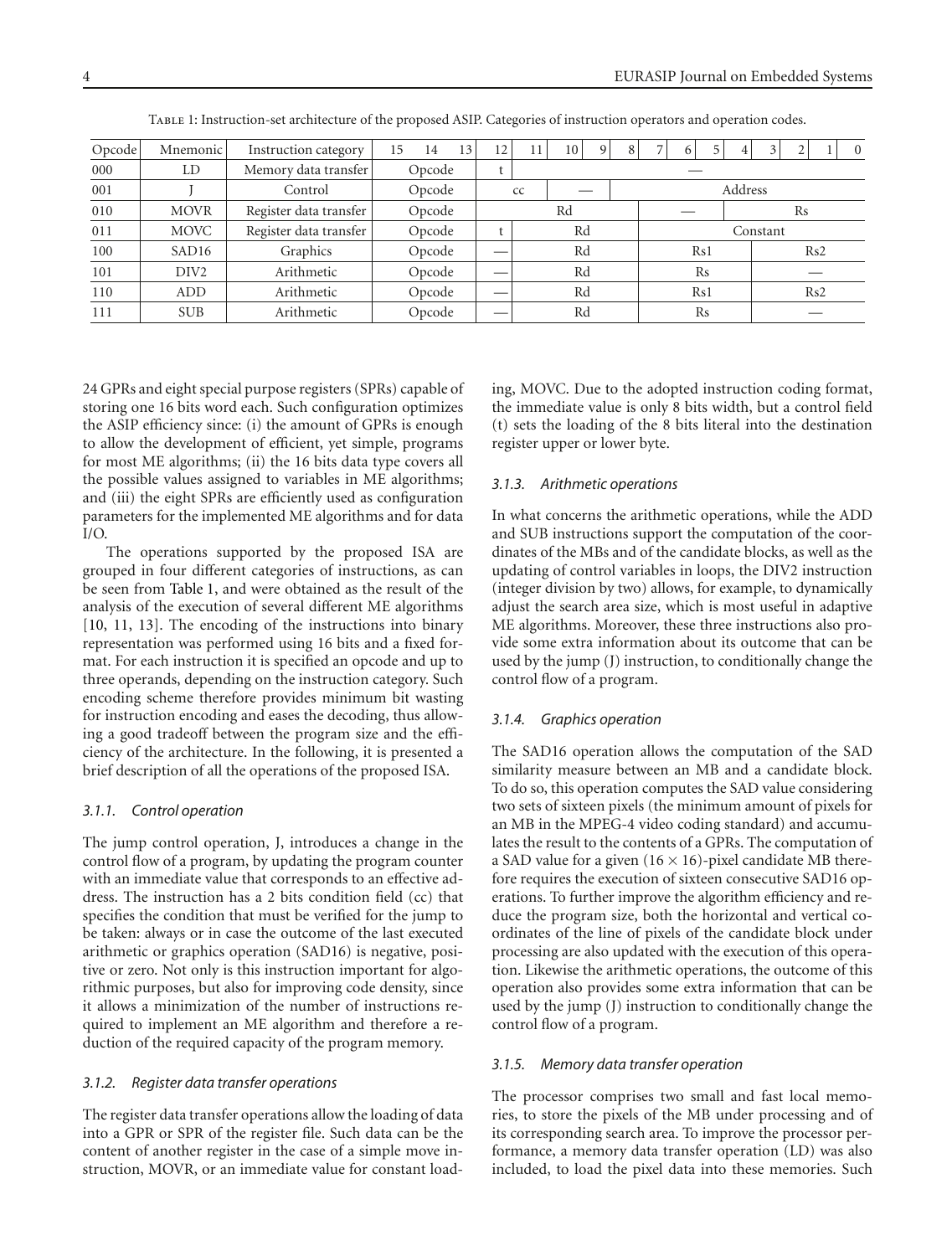Table 1: Instruction-set architecture of the proposed ASIP. Categories of instruction operators and operation codes.

| Opcode | Mnemonic | Instruction category | 15 | 14 | 13 | 12 | 11 | 10 | 9 | 8 | 7 | 6 | 5 | 4 | 3 | 2 | 1 | 0 |
|---|---|---|---|---|---|---|---|---|---|---|---|---|---|---|---|---|---|---|
| 000 | LD | Memory data transfer | Opcode | | | t | — | | | | | | | | | | | |
| 001 | J | Control | Opcode | | | cc | | — | | | Address | | | | | | | |
| 010 | MOVR | Register data transfer | Opcode | | | Rd | | | | | — | | | | Rs | | | |
| 011 | MOVC | Register data transfer | Opcode | | | t | Rd | | | | Constant | | | | | | | |
| 100 | SAD16 | Graphics | Opcode | | | — | Rd | | | | Rs1 | | | | Rs2 | | | |
| 101 | DIV2 | Arithmetic | Opcode | | | — | Rd | | | | Rs | | | | — | | | |
| 110 | ADD | Arithmetic | Opcode | | | — | Rd | | | | Rs1 | | | | Rs2 | | | |
| 111 | SUB | Arithmetic | Opcode | | | — | Rd | | | | Rs | | | | — | | | |

24 GPRs and eight special purpose registers (SPRs) capable of storing one 16 bits word each. Such configuration optimizes the ASIP efficiency since: (i) the amount of GPRs is enough to allow the development of efficient, yet simple, programs for most ME algorithms; (ii) the 16 bits data type covers all the possible values assigned to variables in ME algorithms; and (iii) the eight SPRs are efficiently used as configuration parameters for the implemented ME algorithms and for data I/O.

The operations supported by the proposed ISA are grouped in four different categories of instructions, as can be seen from Table 1, and were obtained as the result of the analysis of the execution of several different ME algorithms [10, 11, 13]. The encoding of the instructions into binary representation was performed using 16 bits and a fixed format. For each instruction it is specified an opcode and up to three operands, depending on the instruction category. Such encoding scheme therefore provides minimum bit wasting for instruction encoding and eases the decoding, thus allowing a good tradeoff between the program size and the efficiency of the architecture. In the following, it is presented a brief description of all the operations of the proposed ISA.

#### 3.1.1. Control operation

The jump control operation, J, introduces a change in the control flow of a program, by updating the program counter with an immediate value that corresponds to an effective address. The instruction has a 2 bits condition field (cc) that specifies the condition that must be verified for the jump to be taken: always or in case the outcome of the last executed arithmetic or graphics operation (SAD16) is negative, positive or zero. Not only is this instruction important for algorithmic purposes, but also for improving code density, since it allows a minimization of the number of instructions required to implement an ME algorithm and therefore a reduction of the required capacity of the program memory.

#### 3.1.2. Register data transfer operations

The register data transfer operations allow the loading of data into a GPR or SPR of the register file. Such data can be the content of another register in the case of a simple move instruction, MOVR, or an immediate value for constant loading, MOVC. Due to the adopted instruction coding format, the immediate value is only 8 bits width, but a control field (t) sets the loading of the 8 bits literal into the destination register upper or lower byte.

#### 3.1.3. Arithmetic operations

In what concerns the arithmetic operations, while the ADD and SUB instructions support the computation of the coordinates of the MBs and of the candidate blocks, as well as the updating of control variables in loops, the DIV2 instruction (integer division by two) allows, for example, to dynamically adjust the search area size, which is most useful in adaptive ME algorithms. Moreover, these three instructions also provide some extra information about its outcome that can be used by the jump (J) instruction, to conditionally change the control flow of a program.

#### 3.1.4. Graphics operation

The SAD16 operation allows the computation of the SAD similarity measure between an MB and a candidate block. To do so, this operation computes the SAD value considering two sets of sixteen pixels (the minimum amount of pixels for an MB in the MPEG-4 video coding standard) and accumulates the result to the contents of a GPRs. The computation of a SAD value for a given $(16 \times 16)$-pixel candidate MB therefore requires the execution of sixteen consecutive SAD16 operations. To further improve the algorithm efficiency and reduce the program size, both the horizontal and vertical coordinates of the line of pixels of the candidate block under processing are also updated with the execution of this operation. Likewise the arithmetic operations, the outcome of this operation also provides some extra information that can be used by the jump (J) instruction to conditionally change the control flow of a program.

#### 3.1.5. Memory data transfer operation

The processor comprises two small and fast local memories, to store the pixels of the MB under processing and of its corresponding search area. To improve the processor performance, a memory data transfer operation (LD) was also included, to load the pixel data into these memories. Such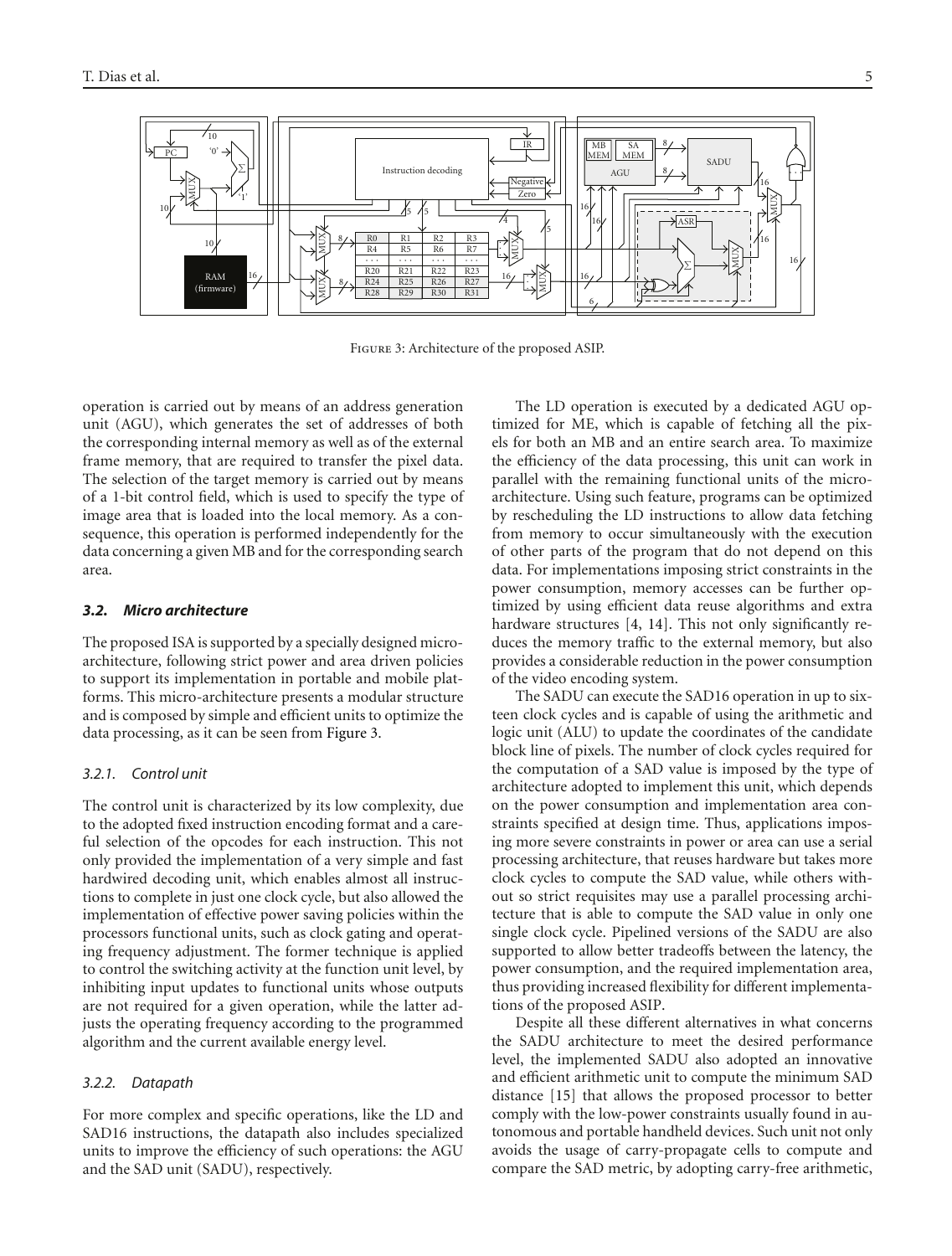Figure 3: Architecture of the proposed ASIP.

operation is carried out by means of an address generation unit (AGU), which generates the set of addresses of both the corresponding internal memory as well as of the external frame memory, that are required to transfer the pixel data. The selection of the target memory is carried out by means of a 1-bit control field, which is used to specify the type of image area that is loaded into the local memory. As a consequence, this operation is performed independently for the data concerning a given MB and for the corresponding search area.

### *3.2. Micro architecture*

The proposed ISA is supported by a specially designed micro-architecture, following strict power and area driven policies to support its implementation in portable and mobile platforms. This micro-architecture presents a modular structure and is composed by simple and efficient units to optimize the data processing, as it can be seen from Figure 3.

#### *3.2.1. Control unit*

The control unit is characterized by its low complexity, due to the adopted fixed instruction encoding format and a careful selection of the opcodes for each instruction. This not only provided the implementation of a very simple and fast hardwired decoding unit, which enables almost all instructions to complete in just one clock cycle, but also allowed the implementation of effective power saving policies within the processors functional units, such as clock gating and operating frequency adjustment. The former technique is applied to control the switching activity at the function unit level, by inhibiting input updates to functional units whose outputs are not required for a given operation, while the latter adjusts the operating frequency according to the programmed algorithm and the current available energy level.

#### *3.2.2. Datapath*

For more complex and specific operations, like the LD and SAD16 instructions, the datapath also includes specialized units to improve the efficiency of such operations: the AGU and the SAD unit (SADU), respectively.

The LD operation is executed by a dedicated AGU optimized for ME, which is capable of fetching all the pixels for both an MB and an entire search area. To maximize the efficiency of the data processing, this unit can work in parallel with the remaining functional units of the micro-architecture. Using such feature, programs can be optimized by rescheduling the LD instructions to allow data fetching from memory to occur simultaneously with the execution of other parts of the program that do not depend on this data. For implementations imposing strict constraints in the power consumption, memory accesses can be further optimized by using efficient data reuse algorithms and extra hardware structures [4, 14]. This not only significantly reduces the memory traffic to the external memory, but also provides a considerable reduction in the power consumption of the video encoding system.

The SADU can execute the SAD16 operation in up to sixteen clock cycles and is capable of using the arithmetic and logic unit (ALU) to update the coordinates of the candidate block line of pixels. The number of clock cycles required for the computation of a SAD value is imposed by the type of architecture adopted to implement this unit, which depends on the power consumption and implementation area constraints specified at design time. Thus, applications imposing more severe constraints in power or area can use a serial processing architecture, that reuses hardware but takes more clock cycles to compute the SAD value, while others without so strict requisites may use a parallel processing architecture that is able to compute the SAD value in only one single clock cycle. Pipelined versions of the SADU are also supported to allow better tradeoffs between the latency, the power consumption, and the required implementation area, thus providing increased flexibility for different implementations of the proposed ASIP.

Despite all these different alternatives in what concerns the SADU architecture to meet the desired performance level, the implemented SADU also adopted an innovative and efficient arithmetic unit to compute the minimum SAD distance [15] that allows the proposed processor to better comply with the low-power constraints usually found in autonomous and portable handheld devices. Such unit not only avoids the usage of carry-propagate cells to compute and compare the SAD metric, by adopting carry-free arithmetic,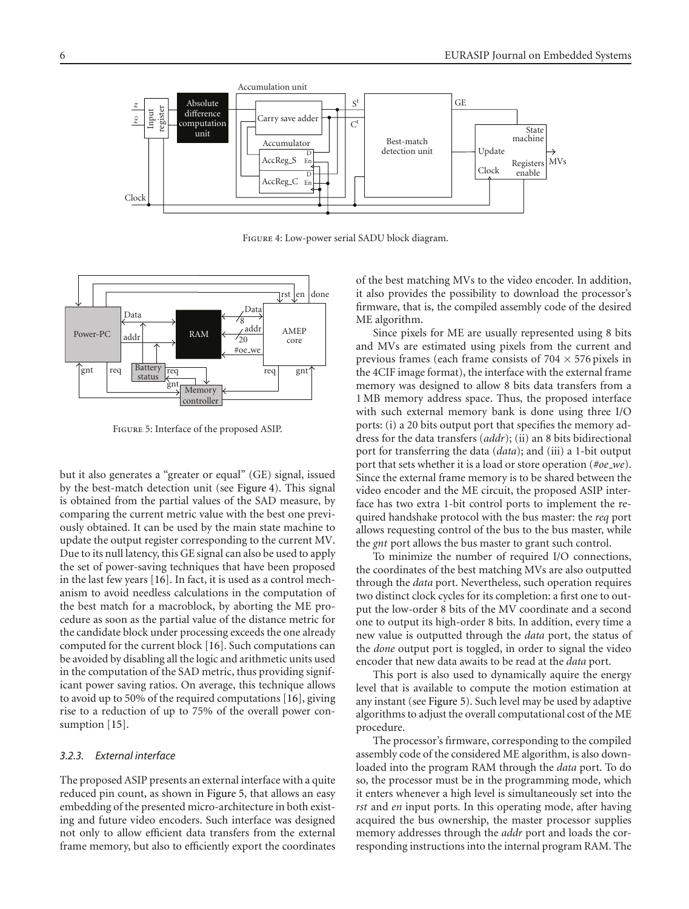Figure 4: Low-power serial SADU block diagram.

Figure 5: Interface of the proposed ASIP.

but it also generates a "greater or equal" (GE) signal, issued by the best-match detection unit (see Figure 4). This signal is obtained from the partial values of the SAD measure, by comparing the current metric value with the best one previously obtained. It can be used by the main state machine to update the output register corresponding to the current MV. Due to its null latency, this GE signal can also be used to apply the set of power-saving techniques that have been proposed in the last few years [16]. In fact, it is used as a control mechanism to avoid needless calculations in the computation of the best match for a macroblock, by aborting the ME procedure as soon as the partial value of the distance metric for the candidate block under processing exceeds the one already computed for the current block [16]. Such computations can be avoided by disabling all the logic and arithmetic units used in the computation of the SAD metric, thus providing significant power saving ratios. On average, this technique allows to avoid up to 50% of the required computations [16], giving rise to a reduction of up to 75% of the overall power consumption [15].

### 3.2.3. External interface

The proposed ASIP presents an external interface with a quite reduced pin count, as shown in Figure 5, that allows an easy embedding of the presented micro-architecture in both existing and future video encoders. Such interface was designed not only to allow efficient data transfers from the external frame memory, but also to efficiently export the coordinates of the best matching MVs to the video encoder. In addition, it also provides the possibility to download the processor's firmware, that is, the compiled assembly code of the desired ME algorithm.

Since pixels for ME are usually represented using 8 bits and MVs are estimated using pixels from the current and previous frames (each frame consists of $704 \times 576$ pixels in the 4CIF image format), the interface with the external frame memory was designed to allow 8 bits data transfers from a 1 MB memory address space. Thus, the proposed interface with such external memory bank is done using three I/O ports: (i) a 20 bits output port that specifies the memory address for the data transfers (*addr*); (ii) an 8 bits bidirectional port for transferring the data (*data*); and (iii) a 1-bit output port that sets whether it is a load or store operation (*#oe_we*). Since the external frame memory is to be shared between the video encoder and the ME circuit, the proposed ASIP interface has two extra 1-bit control ports to implement the required handshake protocol with the bus master: the *req* port allows requesting control of the bus to the bus master, while the *gnt* port allows the bus master to grant such control.

To minimize the number of required I/O connections, the coordinates of the best matching MVs are also outputted through the *data* port. Nevertheless, such operation requires two distinct clock cycles for its completion: a first one to output the low-order 8 bits of the MV coordinate and a second one to output its high-order 8 bits. In addition, every time a new value is outputted through the *data* port, the status of the *done* output port is toggled, in order to signal the video encoder that new data awaits to be read at the *data* port.

This port is also used to dynamically aquire the energy level that is available to compute the motion estimation at any instant (see Figure 5). Such level may be used by adaptive algorithms to adjust the overall computational cost of the ME procedure.

The processor's firmware, corresponding to the compiled assembly code of the considered ME algorithm, is also downloaded into the program RAM through the *data* port. To do so, the processor must be in the programming mode, which it enters whenever a high level is simultaneously set into the *rst* and *en* input ports. In this operating mode, after having acquired the bus ownership, the master processor supplies memory addresses through the *addr* port and loads the corresponding instructions into the internal program RAM. The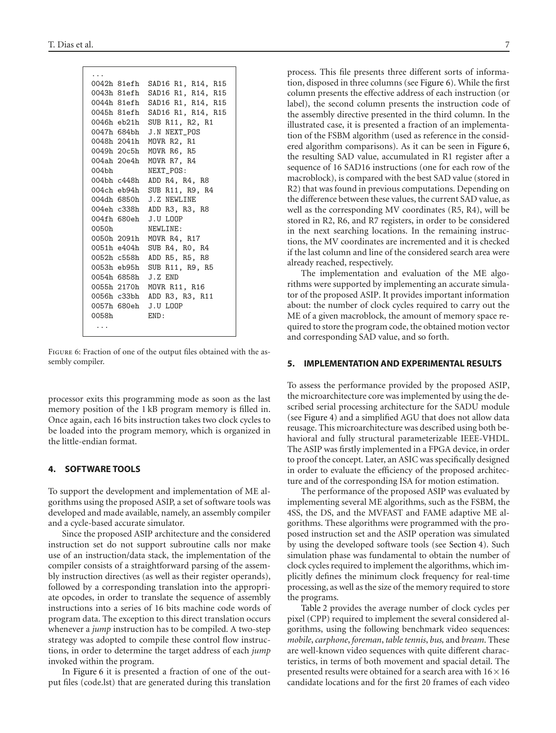```
...
0042h 81efh  SAD16 R1, R14, R15
0043h 81efh  SAD16 R1, R14, R15
0044h 81efh  SAD16 R1, R14, R15
0045h 81efh  SAD16 R1, R14, R15
0046h eb21h  SUB R11, R2, R1
0047h 684bh  J.N NEXT_POS
0048h 2041h  MOVR R2, R1
0049h 20c5h  MOVR R6, R5
004ah 20e4h  MOVR R7, R4
004bh        NEXT_POS:
004bh c448h  ADD R4, R4, R8
004ch eb94h  SUB R11, R9, R4
004dh 6850h  J.Z NEWLINE
004eh c338h  ADD R3, R3, R8
004fh 680eh  J.U LOOP
0050h        NEWLINE:
0050h 2091h  MOVR R4, R17
0051h e404h  SUB R4, R0, R4
0052h c558h  ADD R5, R5, R8
0053h eb95h  SUB R11, R9, R5
0054h 6858h  J.Z END
0055h 2170h  MOVR R11, R16
0056h c33bh  ADD R3, R3, R11
0057h 680eh  J.U LOOP
0058h        END:
 ...
```

Figure 6: Fraction of one of the output files obtained with the assembly compiler.

processor exits this programming mode as soon as the last memory position of the 1 kB program memory is filled in. Once again, each 16 bits instruction takes two clock cycles to be loaded into the program memory, which is organized in the little-endian format.

## 4. SOFTWARE TOOLS

To support the development and implementation of ME algorithms using the proposed ASIP, a set of software tools was developed and made available, namely, an assembly compiler and a cycle-based accurate simulator.

Since the proposed ASIP architecture and the considered instruction set do not support subroutine calls nor make use of an instruction/data stack, the implementation of the compiler consists of a straightforward parsing of the assembly instruction directives (as well as their register operands), followed by a corresponding translation into the appropriate opcodes, in order to translate the sequence of assembly instructions into a series of 16 bits machine code words of program data. The exception to this direct translation occurs whenever a *jump* instruction has to be compiled. A two-step strategy was adopted to compile these control flow instructions, in order to determine the target address of each *jump* invoked within the program.

In Figure 6 it is presented a fraction of one of the output files (code.lst) that are generated during this translation process. This file presents three different sorts of information, disposed in three columns (see Figure 6). While the first column presents the effective address of each instruction (or label), the second column presents the instruction code of the assembly directive presented in the third column. In the illustrated case, it is presented a fraction of an implementation of the FSBM algorithm (used as reference in the considered algorithm comparisons). As it can be seen in Figure 6, the resulting SAD value, accumulated in R1 register after a sequence of 16 SAD16 instructions (one for each row of the macroblock), is compared with the best SAD value (stored in R2) that was found in previous computations. Depending on the difference between these values, the current SAD value, as well as the corresponding MV coordinates (R5, R4), will be stored in R2, R6, and R7 registers, in order to be considered in the next searching locations. In the remaining instructions, the MV coordinates are incremented and it is checked if the last column and line of the considered search area were already reached, respectively.

The implementation and evaluation of the ME algorithms were supported by implementing an accurate simulator of the proposed ASIP. It provides important information about: the number of clock cycles required to carry out the ME of a given macroblock, the amount of memory space required to store the program code, the obtained motion vector and corresponding SAD value, and so forth.

## 5. IMPLEMENTATION AND EXPERIMENTAL RESULTS

To assess the performance provided by the proposed ASIP, the microarchitecture core was implemented by using the described serial processing architecture for the SADU module (see Figure 4) and a simplified AGU that does not allow data reuse. This microarchitecture was described using both behavioral and fully structural parameterizable IEEE-VHDL. The ASIP was firstly implemented in a FPGA device, in order to proof the concept. Later, an ASIC was specifically designed in order to evaluate the efficiency of the proposed architecture and of the corresponding ISA for motion estimation.

The performance of the proposed ASIP was evaluated by implementing several ME algorithms, such as the FSBM, the 4SS, the DS, and the MVFAST and FAME adaptive ME algorithms. These algorithms were programmed with the proposed instruction set and the ASIP operation was simulated by using the developed software tools (see Section 4). Such simulation phase was fundamental to obtain the number of clock cycles required to implement the algorithms, which implicitly defines the minimum clock frequency for real-time processing, as well as the size of the memory required to store the programs.

Table 2 provides the average number of clock cycles per pixel (CPP) required to implement the several considered algorithms, using the following benchmark video sequences: *mobile*, *carphone*, *foreman*, *table tennis*, *bus,* and *bream*. These are well-known video sequences with quite different characteristics, in terms of both movement and spacial detail. The presented results were obtained for a search area with $16 \times 16$ candidate locations and for the first 20 frames of each video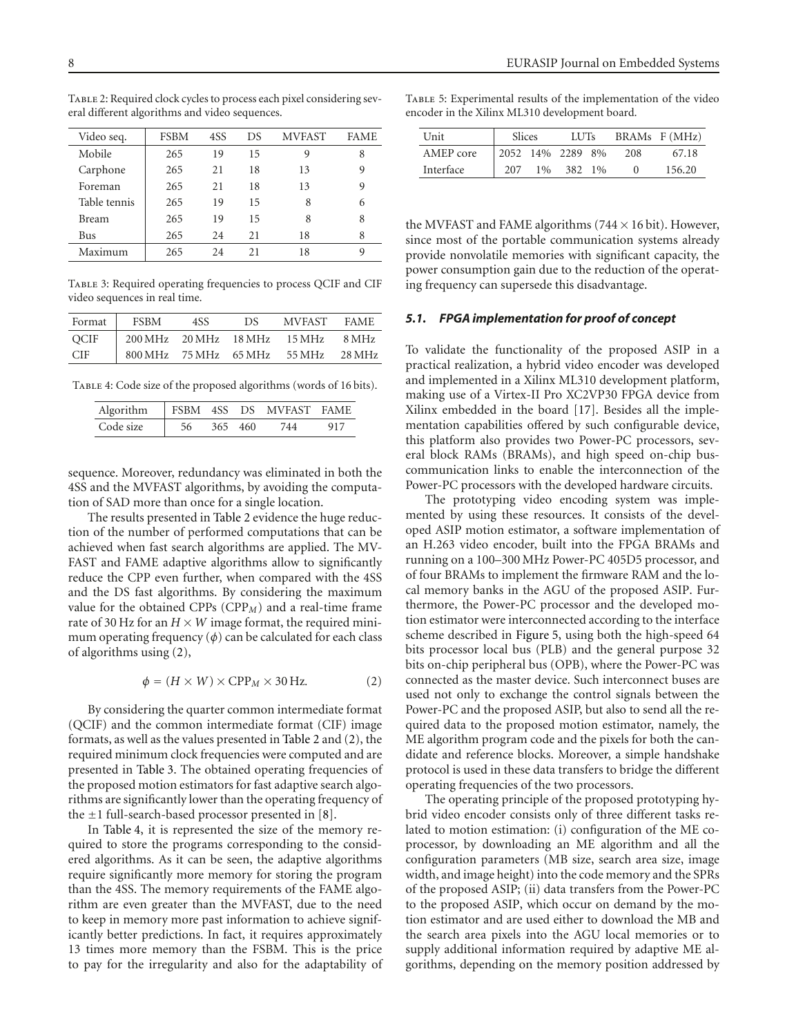Table 2: Required clock cycles to process each pixel considering several different algorithms and video sequences.

| Video seq. | FSBM | 4SS | DS | MVFAST | FAME |
|---|---|---|---|---|---|
| Mobile | 265 | 19 | 15 | 9 | 8 |
| Carphone | 265 | 21 | 18 | 13 | 9 |
| Foreman | 265 | 21 | 18 | 13 | 9 |
| Table tennis | 265 | 19 | 15 | 8 | 6 |
| Bream | 265 | 19 | 15 | 8 | 8 |
| Bus | 265 | 24 | 21 | 18 | 8 |
| Maximum | 265 | 24 | 21 | 18 | 9 |

Table 3: Required operating frequencies to process QCIF and CIF video sequences in real time.

| Format | FSBM | 4SS | DS | MVFAST | FAME |
|---|---|---|---|---|---|
| QCIF | 200 MHz | 20 MHz | 18 MHz | 15 MHz | 8 MHz |
| CIF | 800 MHz | 75 MHz | 65 MHz | 55 MHz | 28 MHz |

Table 4: Code size of the proposed algorithms (words of 16 bits).

| Algorithm | FSBM | 4SS | DS | MVFAST | FAME |
|---|---|---|---|---|---|
| Code size | 56 | 365 | 460 | 744 | 917 |

sequence. Moreover, redundancy was eliminated in both the 4SS and the MVFAST algorithms, by avoiding the computation of SAD more than once for a single location.

The results presented in Table 2 evidence the huge reduction of the number of performed computations that can be achieved when fast search algorithms are applied. The MVFAST and FAME adaptive algorithms allow to significantly reduce the CPP even further, when compared with the 4SS and the DS fast algorithms. By considering the maximum value for the obtained CPPs ($\text{CPP}_M$) and a real-time frame rate of 30 Hz for an $H \times W$ image format, the required minimum operating frequency ($\phi$) can be calculated for each class of algorithms using (2),

$$\phi = (H \times W) \times \text{CPP}_M \times 30\,\text{Hz}. \tag{2}$$

By considering the quarter common intermediate format (QCIF) and the common intermediate format (CIF) image formats, as well as the values presented in Table 2 and (2), the required minimum clock frequencies were computed and are presented in Table 3. The obtained operating frequencies of the proposed motion estimators for fast adaptive search algorithms are significantly lower than the operating frequency of the $\pm 1$ full-search-based processor presented in [8].

In Table 4, it is represented the size of the memory required to store the programs corresponding to the considered algorithms. As it can be seen, the adaptive algorithms require significantly more memory for storing the program than the 4SS. The memory requirements of the FAME algorithm are even greater than the MVFAST, due to the need to keep in memory more past information to achieve significantly better predictions. In fact, it requires approximately 13 times more memory than the FSBM. This is the price to pay for the irregularity and also for the adaptability of the MVFAST and FAME algorithms ($744 \times 16$ bit). However, since most of the portable communication systems already provide nonvolatile memories with significant capacity, the power consumption gain due to the reduction of the operating frequency can supersede this disadvantage.

Table 5: Experimental results of the implementation of the video encoder in the Xilinx ML310 development board.

| Unit | Slices | | LUTs | | BRAMs | F (MHz) |
|---|---|---|---|---|---|---|
| AMEP core | 2052 | 14% | 2289 | 8% | 208 | 67.18 |
| Interface | 207 | 1% | 382 | 1% | 0 | 156.20 |

### *5.1. FPGA implementation for proof of concept*

To validate the functionality of the proposed ASIP in a practical realization, a hybrid video encoder was developed and implemented in a Xilinx ML310 development platform, making use of a Virtex-II Pro XC2VP30 FPGA device from Xilinx embedded in the board [17]. Besides all the implementation capabilities offered by such configurable device, this platform also provides two Power-PC processors, several block RAMs (BRAMs), and high speed on-chip bus-communication links to enable the interconnection of the Power-PC processors with the developed hardware circuits.

The prototyping video encoding system was implemented by using these resources. It consists of the developed ASIP motion estimator, a software implementation of an H.263 video encoder, built into the FPGA BRAMs and running on a 100–300 MHz Power-PC 405D5 processor, and of four BRAMs to implement the firmware RAM and the local memory banks in the AGU of the proposed ASIP. Furthermore, the Power-PC processor and the developed motion estimator were interconnected according to the interface scheme described in Figure 5, using both the high-speed 64 bits processor local bus (PLB) and the general purpose 32 bits on-chip peripheral bus (OPB), where the Power-PC was connected as the master device. Such interconnect buses are used not only to exchange the control signals between the Power-PC and the proposed ASIP, but also to send all the required data to the proposed motion estimator, namely, the ME algorithm program code and the pixels for both the candidate and reference blocks. Moreover, a simple handshake protocol is used in these data transfers to bridge the different operating frequencies of the two processors.

The operating principle of the proposed prototyping hybrid video encoder consists only of three different tasks related to motion estimation: (i) configuration of the ME coprocessor, by downloading an ME algorithm and all the configuration parameters (MB size, search area size, image width, and image height) into the code memory and the SPRs of the proposed ASIP; (ii) data transfers from the Power-PC to the proposed ASIP, which occur on demand by the motion estimator and are used either to download the MB and the search area pixels into the AGU local memories or to supply additional information required by adaptive ME algorithms, depending on the memory position addressed by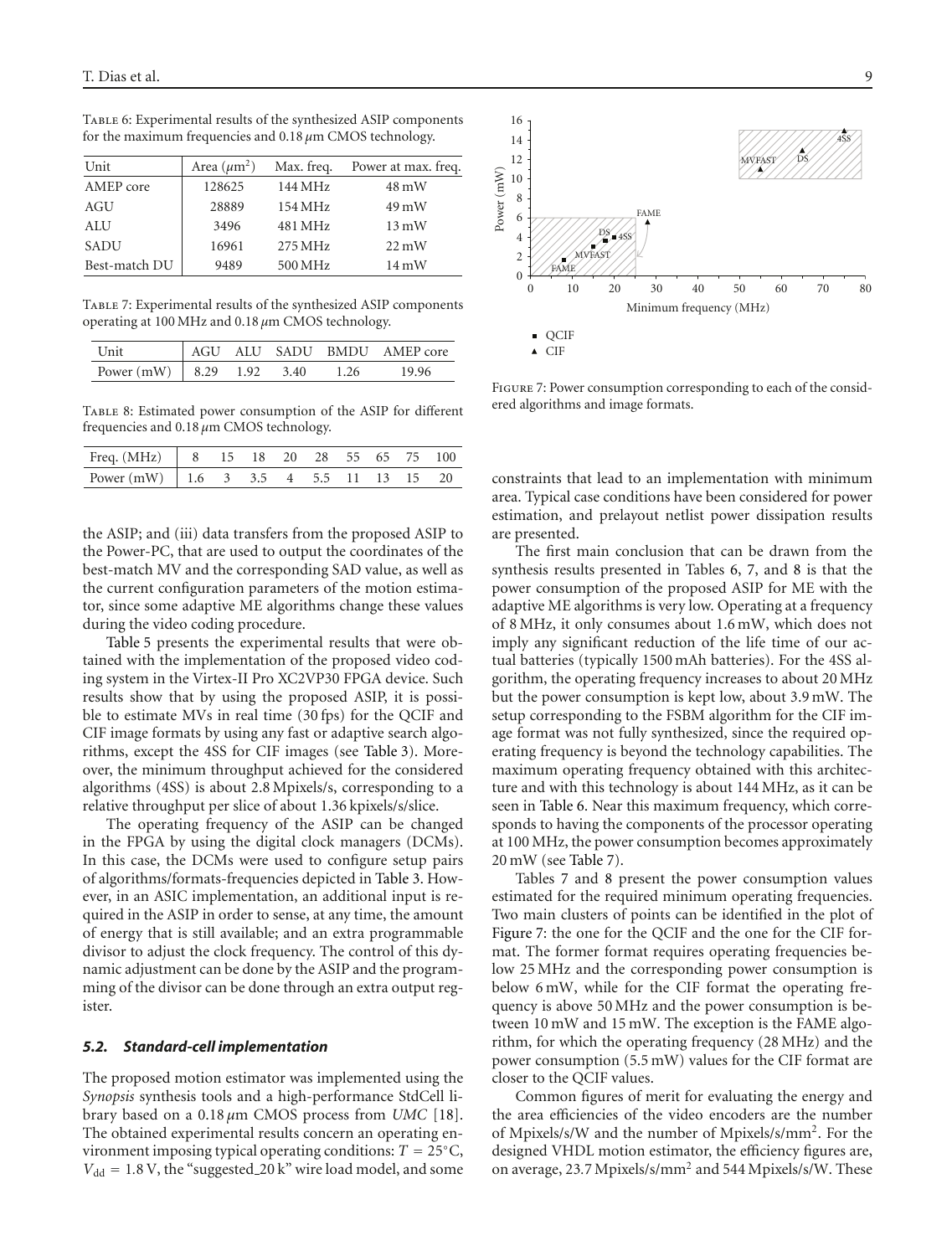Table 6: Experimental results of the synthesized ASIP components for the maximum frequencies and 0.18 $\mu$m CMOS technology.

| Unit | Area ($\mu$m$^2$) | Max. freq. | Power at max. freq. |
|---|---|---|---|
| AMEP core | 128625 | 144 MHz | 48 mW |
| AGU | 28889 | 154 MHz | 49 mW |
| ALU | 3496 | 481 MHz | 13 mW |
| SADU | 16961 | 275 MHz | 22 mW |
| Best-match DU | 9489 | 500 MHz | 14 mW |

Table 7: Experimental results of the synthesized ASIP components operating at 100 MHz and 0.18 $\mu$m CMOS technology.

| Unit | AGU | ALU | SADU | BMDU | AMEP core |
|---|---|---|---|---|---|
| Power (mW) | 8.29 | 1.92 | 3.40 | 1.26 | 19.96 |

Table 8: Estimated power consumption of the ASIP for different frequencies and 0.18 $\mu$m CMOS technology.

| Freq. (MHz) | 8 | 15 | 18 | 20 | 28 | 55 | 65 | 75 | 100 |
|---|---|---|---|---|---|---|---|---|---|
| Power (mW) | 1.6 | 3 | 3.5 | 4 | 5.5 | 11 | 13 | 15 | 20 |

the ASIP; and (iii) data transfers from the proposed ASIP to the Power-PC, that are used to output the coordinates of the best-match MV and the corresponding SAD value, as well as the current configuration parameters of the motion estimator, since some adaptive ME algorithms change these values during the video coding procedure.

Table 5 presents the experimental results that were obtained with the implementation of the proposed video coding system in the Virtex-II Pro XC2VP30 FPGA device. Such results show that by using the proposed ASIP, it is possible to estimate MVs in real time (30 fps) for the QCIF and CIF image formats by using any fast or adaptive search algorithms, except the 4SS for CIF images (see Table 3). Moreover, the minimum throughput achieved for the considered algorithms (4SS) is about 2.8 Mpixels/s, corresponding to a relative throughput per slice of about 1.36 kpixels/s/slice.

The operating frequency of the ASIP can be changed in the FPGA by using the digital clock managers (DCMs). In this case, the DCMs were used to configure setup pairs of algorithms/formats-frequencies depicted in Table 3. However, in an ASIC implementation, an additional input is required in the ASIP in order to sense, at any time, the amount of energy that is still available; and an extra programmable divisor to adjust the clock frequency. The control of this dynamic adjustment can be done by the ASIP and the programming of the divisor can be done through an extra output register.

### 5.2. Standard-cell implementation

The proposed motion estimator was implemented using the *Synopsis* synthesis tools and a high-performance StdCell library based on a 0.18 $\mu$m CMOS process from *UMC* [18]. The obtained experimental results concern an operating environment imposing typical operating conditions: $T = 25^{\circ}$C, $V_{dd} = 1.8$ V, the "suggested_20 k" wire load model, and some constraints that lead to an implementation with minimum area. Typical case conditions have been considered for power estimation, and prelayout netlist power dissipation results are presented.

Figure 7: Power consumption corresponding to each of the considered algorithms and image formats.

The first main conclusion that can be drawn from the synthesis results presented in Tables 6, 7, and 8 is that the power consumption of the proposed ASIP for ME with the adaptive ME algorithms is very low. Operating at a frequency of 8 MHz, it only consumes about 1.6 mW, which does not imply any significant reduction of the life time of our actual batteries (typically 1500 mAh batteries). For the 4SS algorithm, the operating frequency increases to about 20 MHz but the power consumption is kept low, about 3.9 mW. The setup corresponding to the FSBM algorithm for the CIF image format was not fully synthesized, since the required operating frequency is beyond the technology capabilities. The maximum operating frequency obtained with this architecture and with this technology is about 144 MHz, as it can be seen in Table 6. Near this maximum frequency, which corresponds to having the components of the processor operating at 100 MHz, the power consumption becomes approximately 20 mW (see Table 7).

Tables 7 and 8 present the power consumption values estimated for the required minimum operating frequencies. Two main clusters of points can be identified in the plot of Figure 7: the one for the QCIF and the one for the CIF format. The former format requires operating frequencies below 25 MHz and the corresponding power consumption is below 6 mW, while for the CIF format the operating frequency is above 50 MHz and the power consumption is between 10 mW and 15 mW. The exception is the FAME algorithm, for which the operating frequency (28 MHz) and the power consumption (5.5 mW) values for the CIF format are closer to the QCIF values.

Common figures of merit for evaluating the energy and the area efficiencies of the video encoders are the number of Mpixels/s/W and the number of Mpixels/s/mm$^2$. For the designed VHDL motion estimator, the efficiency figures are, on average, 23.7 Mpixels/s/mm$^2$ and 544 Mpixels/s/W. These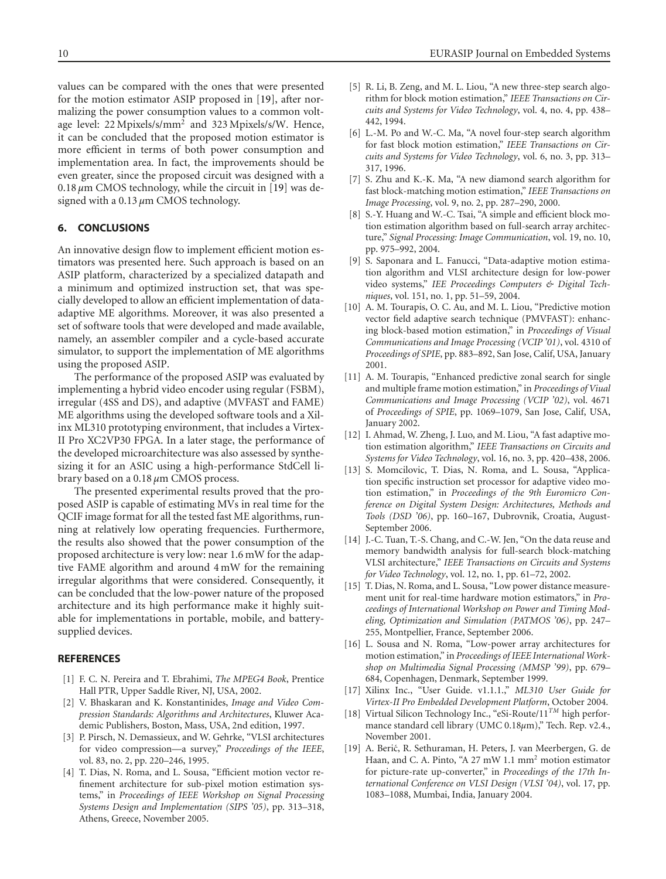values can be compared with the ones that were presented for the motion estimator ASIP proposed in [19], after normalizing the power consumption values to a common voltage level: 22 Mpixels/s/mm$^2$ and 323 Mpixels/s/W. Hence, it can be concluded that the proposed motion estimator is more efficient in terms of both power consumption and implementation area. In fact, the improvements should be even greater, since the proposed circuit was designed with a 0.18 $\mu$m CMOS technology, while the circuit in [19] was designed with a 0.13 $\mu$m CMOS technology.

## 6. CONCLUSIONS

An innovative design flow to implement efficient motion estimators was presented here. Such approach is based on an ASIP platform, characterized by a specialized datapath and a minimum and optimized instruction set, that was specially developed to allow an efficient implementation of data-adaptive ME algorithms. Moreover, it was also presented a set of software tools that were developed and made available, namely, an assembler compiler and a cycle-based accurate simulator, to support the implementation of ME algorithms using the proposed ASIP.

The performance of the proposed ASIP was evaluated by implementing a hybrid video encoder using regular (FSBM), irregular (4SS and DS), and adaptive (MVFAST and FAME) ME algorithms using the developed software tools and a Xilinx ML310 prototyping environment, that includes a Virtex-II Pro XC2VP30 FPGA. In a later stage, the performance of the developed microarchitecture was also assessed by synthesizing it for an ASIC using a high-performance StdCell library based on a 0.18 $\mu$m CMOS process.

The presented experimental results proved that the proposed ASIP is capable of estimating MVs in real time for the QCIF image format for all the tested fast ME algorithms, running at relatively low operating frequencies. Furthermore, the results also showed that the power consumption of the proposed architecture is very low: near 1.6 mW for the adaptive FAME algorithm and around 4 mW for the remaining irregular algorithms that were considered. Consequently, it can be concluded that the low-power nature of the proposed architecture and its high performance make it highly suitable for implementations in portable, mobile, and battery-supplied devices.

## REFERENCES

[1] F. C. N. Pereira and T. Ebrahimi, *The MPEG4 Book*, Prentice Hall PTR, Upper Saddle River, NJ, USA, 2002.

[2] V. Bhaskaran and K. Konstantinides, *Image and Video Compression Standards: Algorithms and Architectures*, Kluwer Academic Publishers, Boston, Mass, USA, 2nd edition, 1997.

[3] P. Pirsch, N. Demassieux, and W. Gehrke, "VLSI architectures for video compression—a survey," *Proceedings of the IEEE*, vol. 83, no. 2, pp. 220–246, 1995.

[4] T. Dias, N. Roma, and L. Sousa, "Efficient motion vector refinement architecture for sub-pixel motion estimation systems," in *Proceedings of IEEE Workshop on Signal Processing Systems Design and Implementation (SIPS '05)*, pp. 313–318, Athens, Greece, November 2005.

[5] R. Li, B. Zeng, and M. L. Liou, "A new three-step search algorithm for block motion estimation," *IEEE Transactions on Circuits and Systems for Video Technology*, vol. 4, no. 4, pp. 438–442, 1994.

[6] L.-M. Po and W.-C. Ma, "A novel four-step search algorithm for fast block motion estimation," *IEEE Transactions on Circuits and Systems for Video Technology*, vol. 6, no. 3, pp. 313–317, 1996.

[7] S. Zhu and K.-K. Ma, "A new diamond search algorithm for fast block-matching motion estimation," *IEEE Transactions on Image Processing*, vol. 9, no. 2, pp. 287–290, 2000.

[8] S.-Y. Huang and W.-C. Tsai, "A simple and efficient block motion estimation algorithm based on full-search array architecture," *Signal Processing: Image Communication*, vol. 19, no. 10, pp. 975–992, 2004.

[9] S. Saponara and L. Fanucci, "Data-adaptive motion estimation algorithm and VLSI architecture design for low-power video systems," *IEE Proceedings Computers & Digital Techniques*, vol. 151, no. 1, pp. 51–59, 2004.

[10] A. M. Tourapis, O. C. Au, and M. L. Liou, "Predictive motion vector field adaptive search technique (PMVFAST): enhancing block-based motion estimation," in *Proceedings of Visual Communications and Image Processing (VCIP '01)*, vol. 4310 of *Proceedings of SPIE*, pp. 883–892, San Jose, Calif, USA, January 2001.

[11] A. M. Tourapis, "Enhanced predictive zonal search for single and multiple frame motion estimation," in *Proceedings of Viual Communications and Image Processing (VCIP '02)*, vol. 4671 of *Proceedings of SPIE*, pp. 1069–1079, San Jose, Calif, USA, January 2002.

[12] I. Ahmad, W. Zheng, J. Luo, and M. Liou, "A fast adaptive motion estimation algorithm," *IEEE Transactions on Circuits and Systems for Video Technology*, vol. 16, no. 3, pp. 420–438, 2006.

[13] S. Momcilovic, T. Dias, N. Roma, and L. Sousa, "Application specific instruction set processor for adaptive video motion estimation," in *Proceedings of the 9th Euromicro Conference on Digital System Design: Architectures, Methods and Tools (DSD '06)*, pp. 160–167, Dubrovnik, Croatia, August-September 2006.

[14] J.-C. Tuan, T.-S. Chang, and C.-W. Jen, "On the data reuse and memory bandwidth analysis for full-search block-matching VLSI architecture," *IEEE Transactions on Circuits and Systems for Video Technology*, vol. 12, no. 1, pp. 61–72, 2002.

[15] T. Dias, N. Roma, and L. Sousa, "Low power distance measurement unit for real-time hardware motion estimators," in *Proceedings of International Workshop on Power and Timing Modeling, Optimization and Simulation (PATMOS '06)*, pp. 247–255, Montpellier, France, September 2006.

[16] L. Sousa and N. Roma, "Low-power array architectures for motion estimation," in *Proceedings of IEEE International Workshop on Multimedia Signal Processing (MMSP '99)*, pp. 679–684, Copenhagen, Denmark, September 1999.

[17] Xilinx Inc., "User Guide. v1.1.1.," *ML310 User Guide for Virtex-II Pro Embedded Development Platform*, October 2004.

[18] Virtual Silicon Technology Inc., "eSi-Route/11$^{TM}$ high performance standard cell library (UMC 0.18$\mu$m)," Tech. Rep. v2.4., November 2001.

[19] A. Berić, R. Sethuraman, H. Peters, J. van Meerbergen, G. de Haan, and C. A. Pinto, "A 27 mW 1.1 mm$^2$ motion estimator for picture-rate up-converter," in *Proceedings of the 17th International Conference on VLSI Design (VLSI '04)*, vol. 17, pp. 1083–1088, Mumbai, India, January 2004.